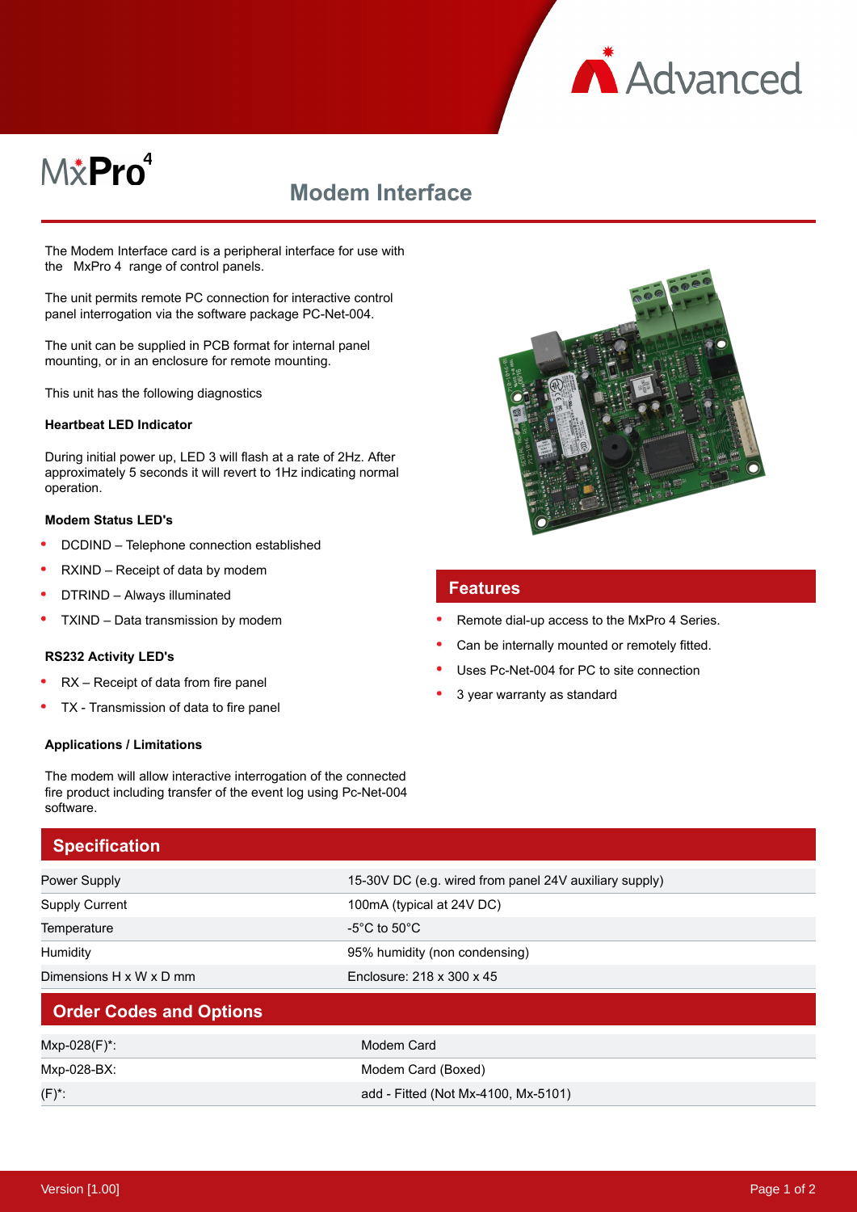MxPro 4

# Modem Interface

The Modem Interface card is a peripheral interface for use with the MxPro 4 range of control panels.

The unit permits remote PC connection for interactive control panel interrogation via the software package PC-Net-004.

The unit can be supplied in PCB format for internal panel mounting, or in an enclosure for remote mounting.

This unit has the following diagnostics

**Heartbeat LED Indicator**

During initial power up, LED 3 will flash at a rate of 2Hz. After approximately 5 seconds it will revert to 1Hz indicating normal operation.

**Modem Status LED's**

- DCDIND – Telephone connection established
- RXIND – Receipt of data by modem
- DTRIND – Always illuminated
- TXIND – Data transmission by modem

**RS232 Activity LED's**

- RX – Receipt of data from fire panel
- TX - Transmission of data to fire panel

**Applications / Limitations**

The modem will allow interactive interrogation of the connected fire product including transfer of the event log using Pc-Net-004 software.

## Features

- Remote dial-up access to the MxPro 4 Series.
- Can be internally mounted or remotely fitted.
- Uses Pc-Net-004 for PC to site connection
- 3 year warranty as standard

## Specification

| | |
|---|---|
| Power Supply | 15-30V DC (e.g. wired from panel 24V auxiliary supply) |
| Supply Current | 100mA (typical at 24V DC) |
| Temperature | -5°C to 50°C |
| Humidity | 95% humidity (non condensing) |
| Dimensions H x W x D mm | Enclosure: 218 x 300 x 45 |

## Order Codes and Options

| | |
|---|---|
| Mxp-028(F)*: | Modem Card |
| Mxp-028-BX: | Modem Card (Boxed) |
| (F)*: | add - Fitted (Not Mx-4100, Mx-5101) |

Version [1.00]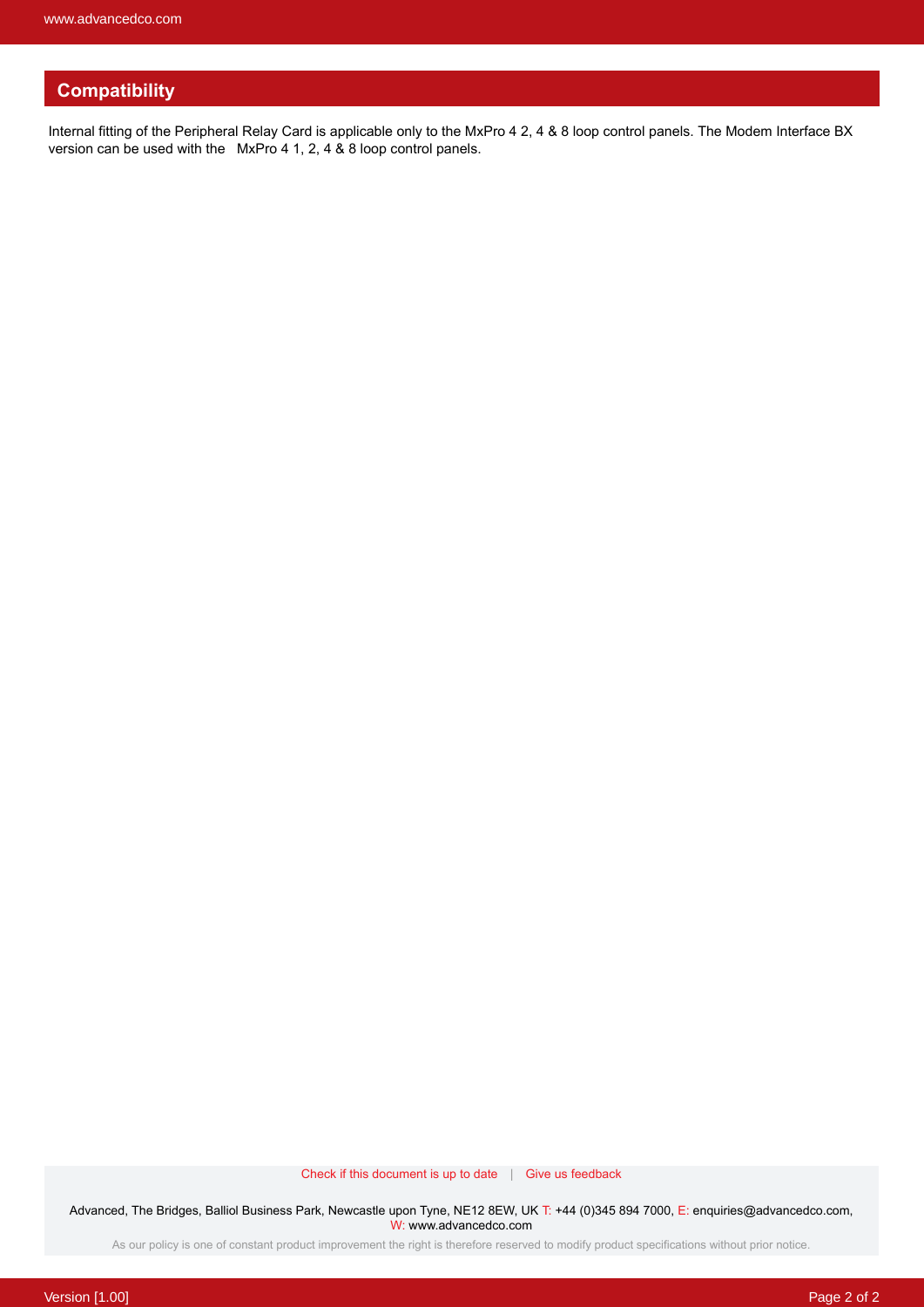## Compatibility

Internal fitting of the Peripheral Relay Card is applicable only to the MxPro 4 2, 4 & 8 loop control panels. The Modem Interface BX version can be used with the MxPro 4 1, 2, 4 & 8 loop control panels.

Check if this document is up to date | Give us feedback

Advanced, The Bridges, Balliol Business Park, Newcastle upon Tyne, NE12 8EW, UK T: +44 (0)345 894 7000, E: enquiries@advancedco.com, W: www.advancedco.com

As our policy is one of constant product improvement the right is therefore reserved to modify product specifications without prior notice.

Version [1.00]